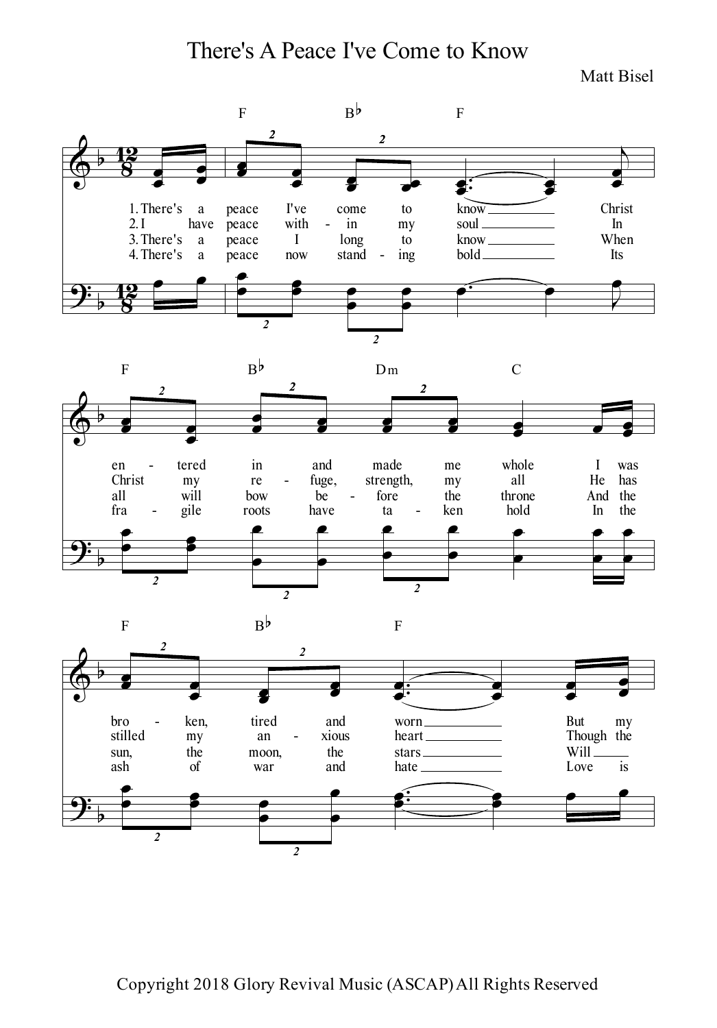# There's A Peace I've Come to Know

Matt Bisel

F Bb F

1. There's a peace I've come to know Christ
2. I have peace with - in my soul In
3. There's a peace I long to know When
4. There's a peace now stand - ing bold Its

F Bb Dm C

en - tered in and made me whole I was
Christ my re - fuge, strength, my all He has
all will bow be - fore the throne And the
fra - gile roots have ta - ken hold In the

F Bb F

bro - ken, tired and worn But my
stilled my an - xious heart Though the
sun, the moon, the stars Will
ash of war and hate Love is

Copyright 2018 Glory Revival Music (ASCAP) All Rights Reserved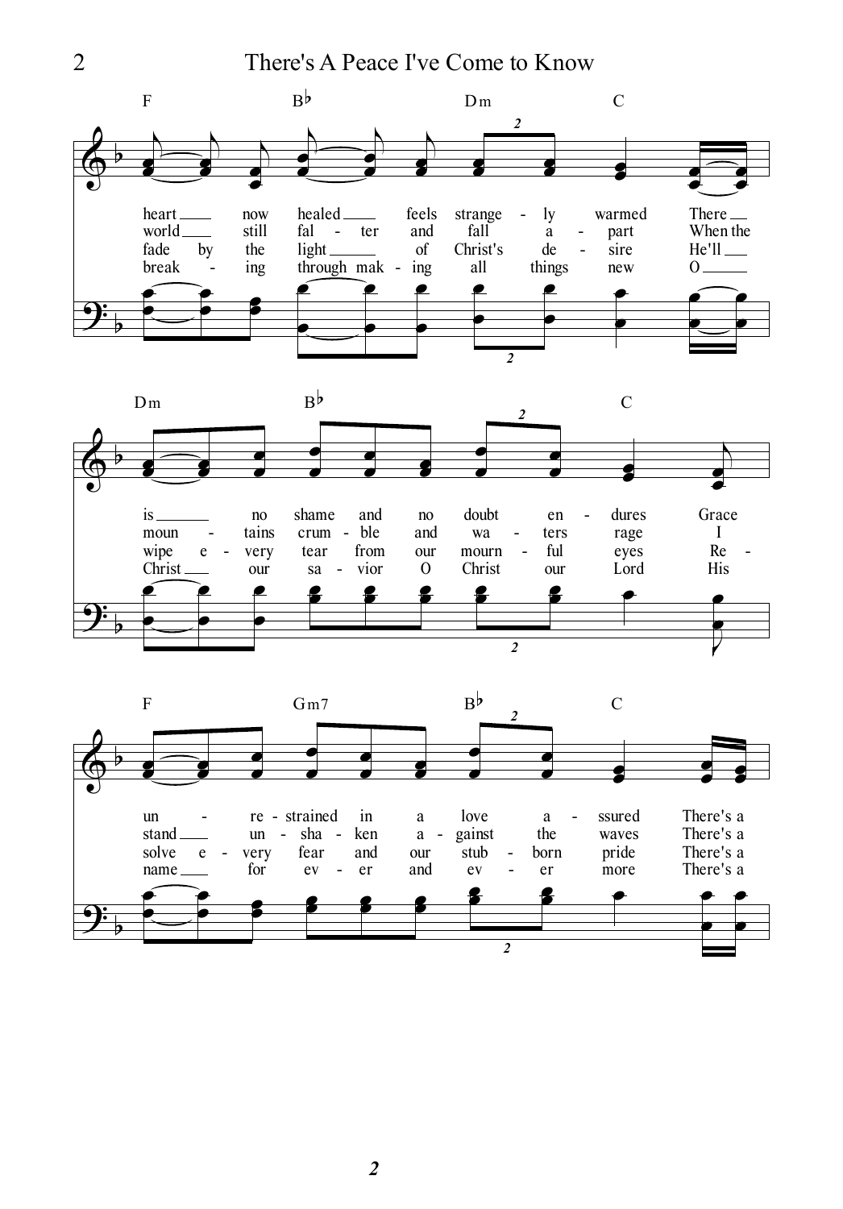F B♭ Dm C

heart now healed feels strange - ly warmed There
world still fal - ter and fall a - part When the
fade by the light of Christ's de - sire He'll
break - ing through mak - ing all things new O

Dm B♭ C

is no shame and no doubt en - dures Grace
moun - tains crum - ble and wa - ters rage I
wipe e - very tear from our mourn - ful eyes Re -
Christ our sa - vior O Christ our Lord His

F Gm7 B♭ C

un - re - strained in a love a - ssured There's a
stand un - sha - ken a - gainst the waves There's a
solve e - very fear and our stub - born pride There's a
name for ev - er and ev - er more There's a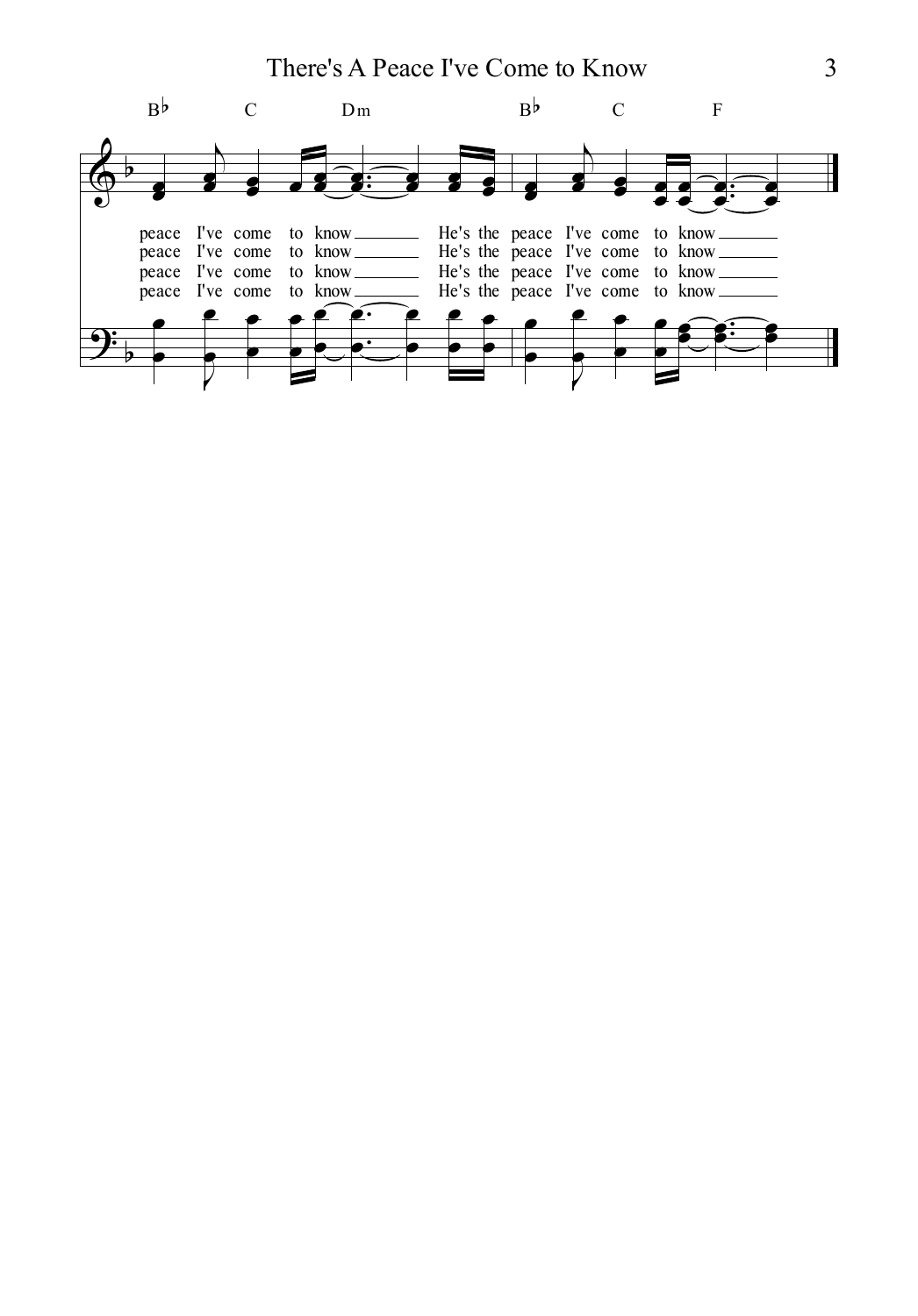Bb C Dm Bb C F

peace I've come to know He's the peace I've come to know
peace I've come to know He's the peace I've come to know
peace I've come to know He's the peace I've come to know
peace I've come to know He's the peace I've come to know